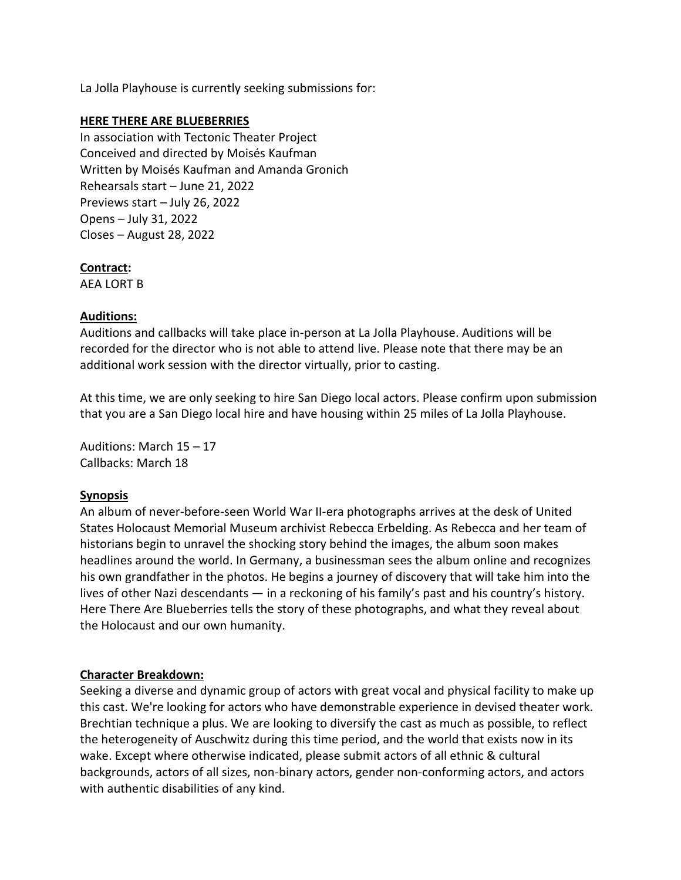La Jolla Playhouse is currently seeking submissions for:

## HERE THERE ARE BLUEBERRIES

In association with Tectonic Theater Project
Conceived and directed by Moisés Kaufman
Written by Moisés Kaufman and Amanda Gronich
Rehearsals start – June 21, 2022
Previews start – July 26, 2022
Opens – July 31, 2022
Closes – August 28, 2022

### Contract:

AEA LORT B

### Auditions:

Auditions and callbacks will take place in-person at La Jolla Playhouse. Auditions will be recorded for the director who is not able to attend live. Please note that there may be an additional work session with the director virtually, prior to casting.

At this time, we are only seeking to hire San Diego local actors. Please confirm upon submission that you are a San Diego local hire and have housing within 25 miles of La Jolla Playhouse.

Auditions: March 15 – 17
Callbacks: March 18

### Synopsis

An album of never-before-seen World War II-era photographs arrives at the desk of United States Holocaust Memorial Museum archivist Rebecca Erbelding. As Rebecca and her team of historians begin to unravel the shocking story behind the images, the album soon makes headlines around the world. In Germany, a businessman sees the album online and recognizes his own grandfather in the photos. He begins a journey of discovery that will take him into the lives of other Nazi descendants — in a reckoning of his family's past and his country's history. Here There Are Blueberries tells the story of these photographs, and what they reveal about the Holocaust and our own humanity.

### Character Breakdown:

Seeking a diverse and dynamic group of actors with great vocal and physical facility to make up this cast. We're looking for actors who have demonstrable experience in devised theater work. Brechtian technique a plus. We are looking to diversify the cast as much as possible, to reflect the heterogeneity of Auschwitz during this time period, and the world that exists now in its wake. Except where otherwise indicated, please submit actors of all ethnic & cultural backgrounds, actors of all sizes, non-binary actors, gender non-conforming actors, and actors with authentic disabilities of any kind.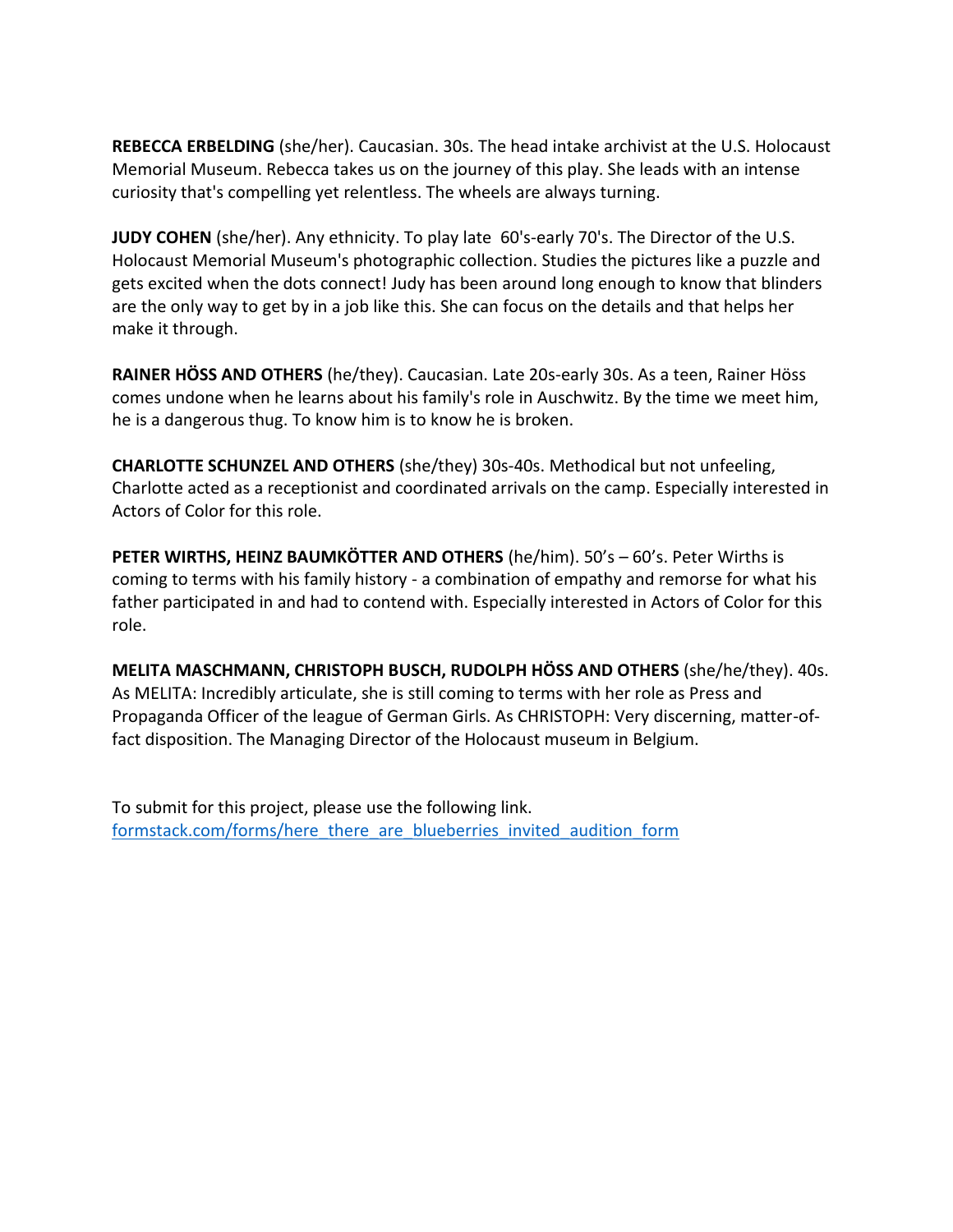**REBECCA ERBELDING** (she/her). Caucasian. 30s. The head intake archivist at the U.S. Holocaust Memorial Museum. Rebecca takes us on the journey of this play. She leads with an intense curiosity that's compelling yet relentless. The wheels are always turning.

**JUDY COHEN** (she/her). Any ethnicity. To play late 60's-early 70's. The Director of the U.S. Holocaust Memorial Museum's photographic collection. Studies the pictures like a puzzle and gets excited when the dots connect! Judy has been around long enough to know that blinders are the only way to get by in a job like this. She can focus on the details and that helps her make it through.

**RAINER HÖSS AND OTHERS** (he/they). Caucasian. Late 20s-early 30s. As a teen, Rainer Höss comes undone when he learns about his family's role in Auschwitz. By the time we meet him, he is a dangerous thug. To know him is to know he is broken.

**CHARLOTTE SCHUNZEL AND OTHERS** (she/they) 30s-40s. Methodical but not unfeeling, Charlotte acted as a receptionist and coordinated arrivals on the camp. Especially interested in Actors of Color for this role.

**PETER WIRTHS, HEINZ BAUMKÖTTER AND OTHERS** (he/him). 50's – 60's. Peter Wirths is coming to terms with his family history - a combination of empathy and remorse for what his father participated in and had to contend with. Especially interested in Actors of Color for this role.

**MELITA MASCHMANN, CHRISTOPH BUSCH, RUDOLPH HÖSS AND OTHERS** (she/he/they). 40s. As MELITA: Incredibly articulate, she is still coming to terms with her role as Press and Propaganda Officer of the league of German Girls. As CHRISTOPH: Very discerning, matter-of-fact disposition. The Managing Director of the Holocaust museum in Belgium.

To submit for this project, please use the following link.
formstack.com/forms/here_there_are_blueberries_invited_audition_form